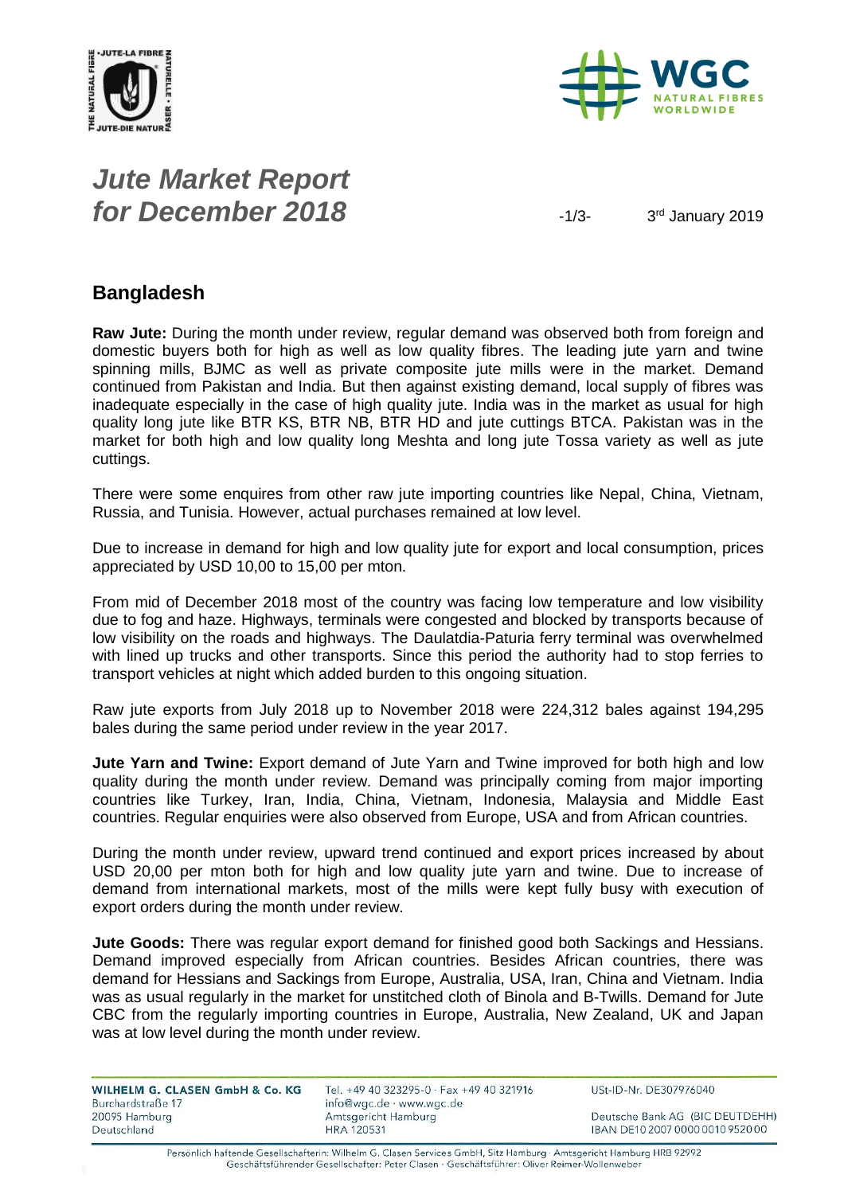# *Jute Market Report for December 2018*

3rd January 2019

## Bangladesh

**Raw Jute:** During the month under review, regular demand was observed both from foreign and domestic buyers both for high as well as low quality fibres. The leading jute yarn and twine spinning mills, BJMC as well as private composite jute mills were in the market. Demand continued from Pakistan and India. But then against existing demand, local supply of fibres was inadequate especially in the case of high quality jute. India was in the market as usual for high quality long jute like BTR KS, BTR NB, BTR HD and jute cuttings BTCA. Pakistan was in the market for both high and low quality long Meshta and long jute Tossa variety as well as jute cuttings.

There were some enquires from other raw jute importing countries like Nepal, China, Vietnam, Russia, and Tunisia. However, actual purchases remained at low level.

Due to increase in demand for high and low quality jute for export and local consumption, prices appreciated by USD 10,00 to 15,00 per mton.

From mid of December 2018 most of the country was facing low temperature and low visibility due to fog and haze. Highways, terminals were congested and blocked by transports because of low visibility on the roads and highways. The Daulatdia-Paturia ferry terminal was overwhelmed with lined up trucks and other transports. Since this period the authority had to stop ferries to transport vehicles at night which added burden to this ongoing situation.

Raw jute exports from July 2018 up to November 2018 were 224,312 bales against 194,295 bales during the same period under review in the year 2017.

**Jute Yarn and Twine:** Export demand of Jute Yarn and Twine improved for both high and low quality during the month under review. Demand was principally coming from major importing countries like Turkey, Iran, India, China, Vietnam, Indonesia, Malaysia and Middle East countries. Regular enquiries were also observed from Europe, USA and from African countries.

During the month under review, upward trend continued and export prices increased by about USD 20,00 per mton both for high and low quality jute yarn and twine. Due to increase of demand from international markets, most of the mills were kept fully busy with execution of export orders during the month under review.

**Jute Goods:** There was regular export demand for finished good both Sackings and Hessians. Demand improved especially from African countries. Besides African countries, there was demand for Hessians and Sackings from Europe, Australia, USA, Iran, China and Vietnam. India was as usual regularly in the market for unstitched cloth of Binola and B-Twills. Demand for Jute CBC from the regularly importing countries in Europe, Australia, New Zealand, UK and Japan was at low level during the month under review.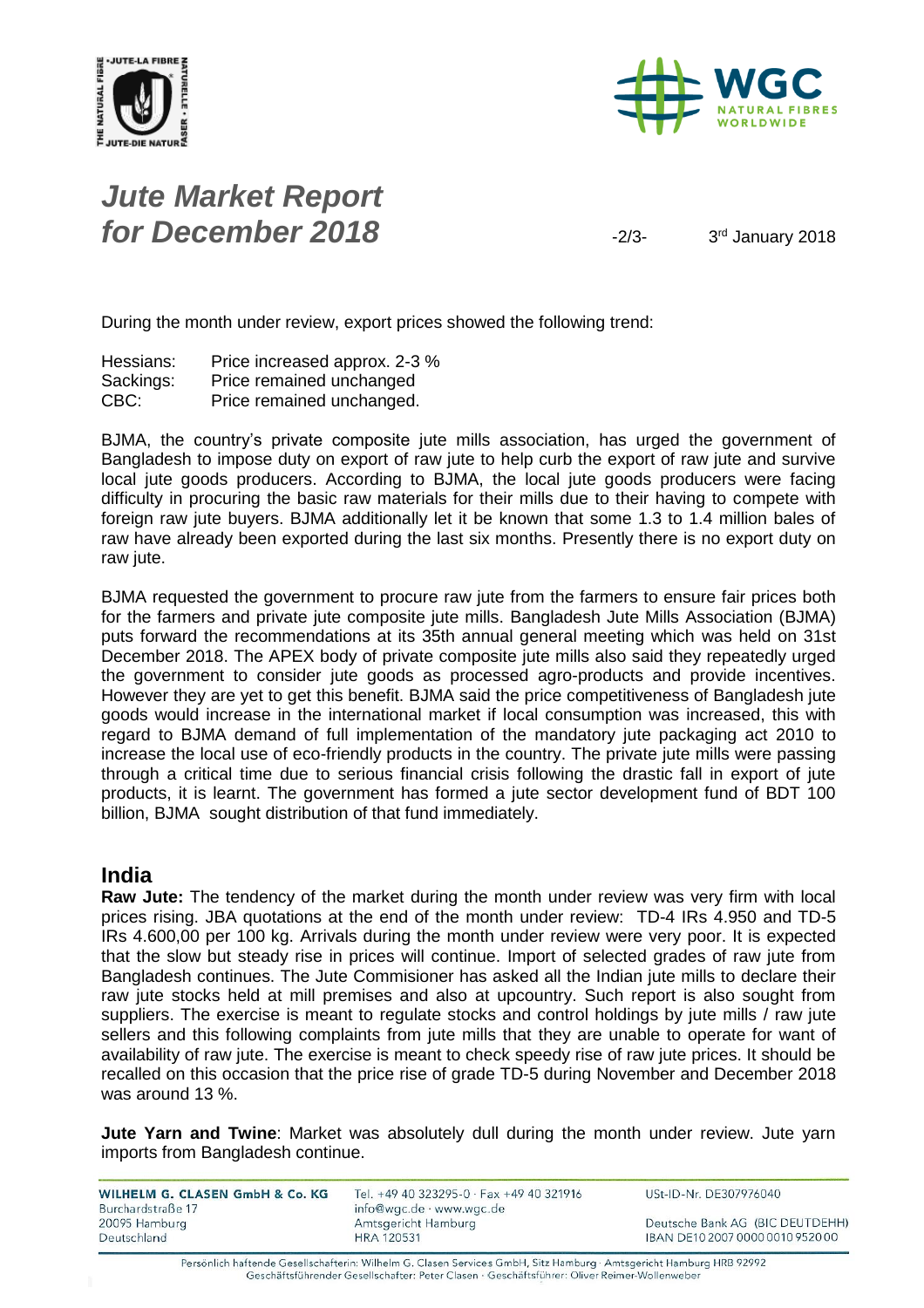*Jute Market Report*
*for December 2018*

3rd January 2018

During the month under review, export prices showed the following trend:

Hessians: Price increased approx. 2-3 %
Sackings: Price remained unchanged
CBC: Price remained unchanged.

BJMA, the country's private composite jute mills association, has urged the government of Bangladesh to impose duty on export of raw jute to help curb the export of raw jute and survive local jute goods producers. According to BJMA, the local jute goods producers were facing difficulty in procuring the basic raw materials for their mills due to their having to compete with foreign raw jute buyers. BJMA additionally let it be known that some 1.3 to 1.4 million bales of raw have already been exported during the last six months. Presently there is no export duty on raw jute.

BJMA requested the government to procure raw jute from the farmers to ensure fair prices both for the farmers and private jute composite jute mills. Bangladesh Jute Mills Association (BJMA) puts forward the recommendations at its 35th annual general meeting which was held on 31st December 2018. The APEX body of private composite jute mills also said they repeatedly urged the government to consider jute goods as processed agro-products and provide incentives. However they are yet to get this benefit. BJMA said the price competitiveness of Bangladesh jute goods would increase in the international market if local consumption was increased, this with regard to BJMA demand of full implementation of the mandatory jute packaging act 2010 to increase the local use of eco-friendly products in the country. The private jute mills were passing through a critical time due to serious financial crisis following the drastic fall in export of jute products, it is learnt. The government has formed a jute sector development fund of BDT 100 billion, BJMA sought distribution of that fund immediately.

## India

**Raw Jute:** The tendency of the market during the month under review was very firm with local prices rising. JBA quotations at the end of the month under review: TD-4 IRs 4.950 and TD-5 IRs 4.600,00 per 100 kg. Arrivals during the month under review were very poor. It is expected that the slow but steady rise in prices will continue. Import of selected grades of raw jute from Bangladesh continues. The Jute Commisioner has asked all the Indian jute mills to declare their raw jute stocks held at mill premises and also at upcountry. Such report is also sought from suppliers. The exercise is meant to regulate stocks and control holdings by jute mills / raw jute sellers and this following complaints from jute mills that they are unable to operate for want of availability of raw jute. The exercise is meant to check speedy rise of raw jute prices. It should be recalled on this occasion that the price rise of grade TD-5 during November and December 2018 was around 13 %.

**Jute Yarn and Twine**: Market was absolutely dull during the month under review. Jute yarn imports from Bangladesh continue.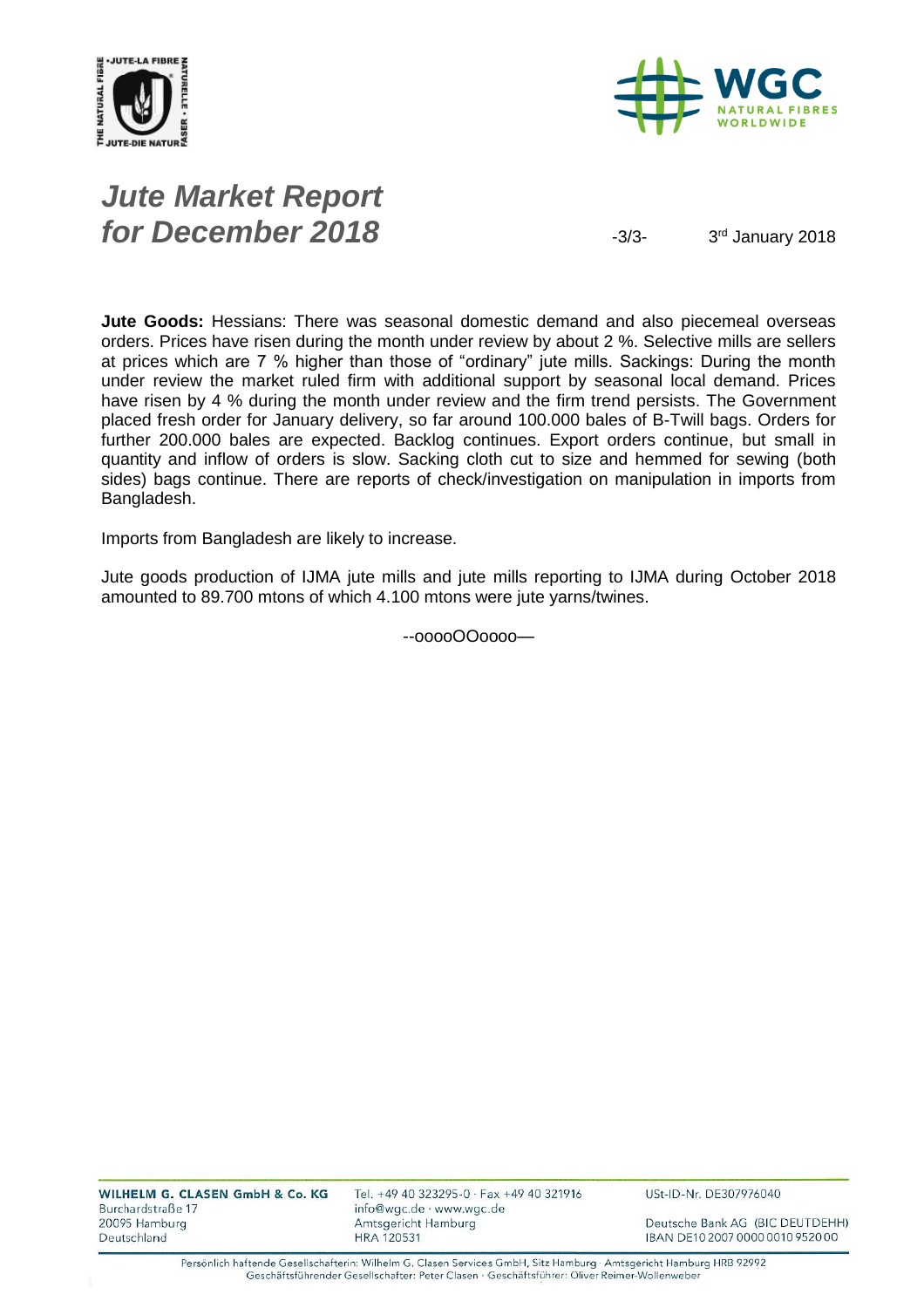# *Jute Market Report for December 2018*

3rd January 2018

**Jute Goods:** Hessians: There was seasonal domestic demand and also piecemeal overseas orders. Prices have risen during the month under review by about 2 %. Selective mills are sellers at prices which are 7 % higher than those of "ordinary" jute mills. Sackings: During the month under review the market ruled firm with additional support by seasonal local demand. Prices have risen by 4 % during the month under review and the firm trend persists. The Government placed fresh order for January delivery, so far around 100.000 bales of B-Twill bags. Orders for further 200.000 bales are expected. Backlog continues. Export orders continue, but small in quantity and inflow of orders is slow. Sacking cloth cut to size and hemmed for sewing (both sides) bags continue. There are reports of check/investigation on manipulation in imports from Bangladesh.

Imports from Bangladesh are likely to increase.

Jute goods production of IJMA jute mills and jute mills reporting to IJMA during October 2018 amounted to 89.700 mtons of which 4.100 mtons were jute yarns/twines.

--ooooOOoooo—